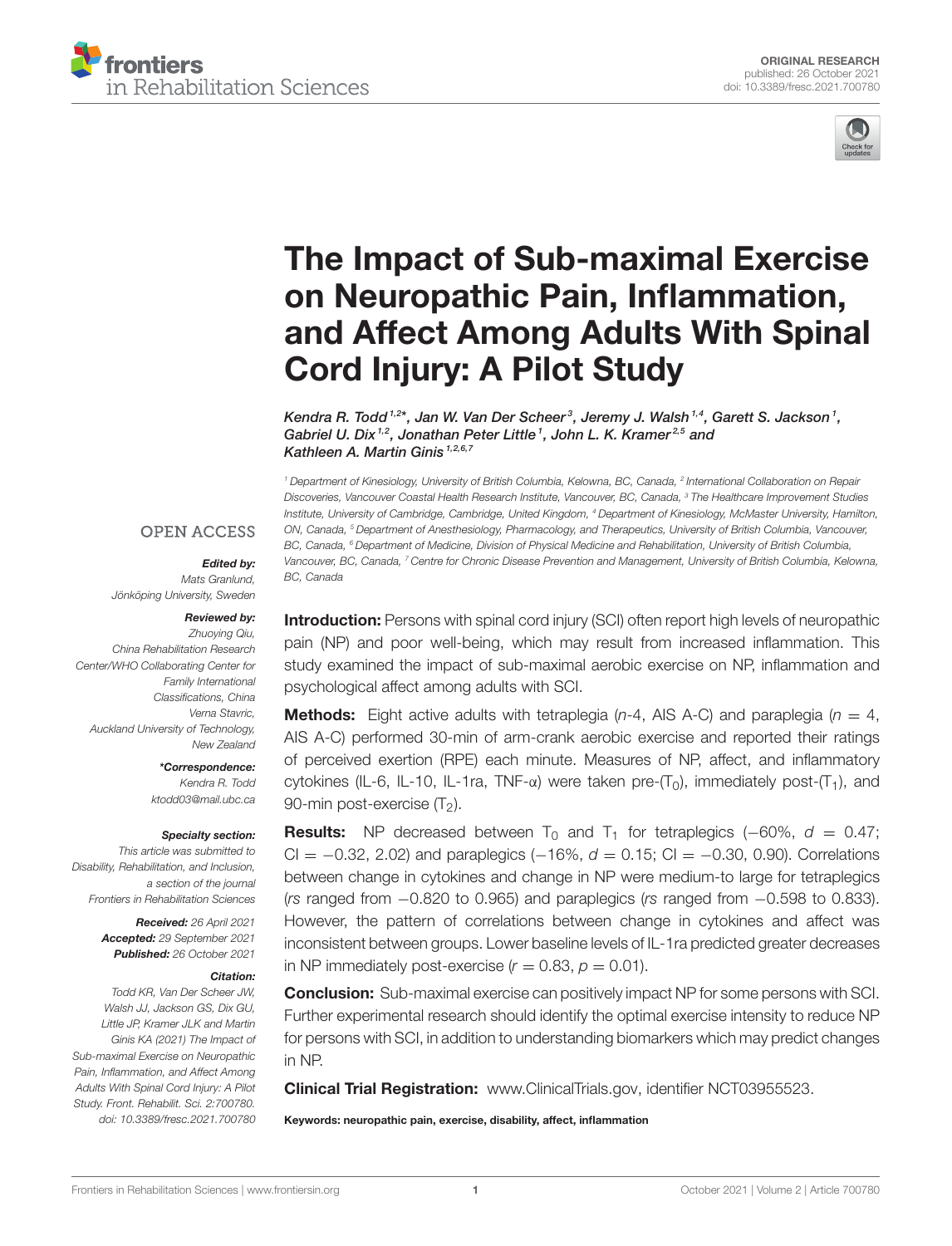ORIGINAL RESEARCH
published: 26 October 2021
doi: 10.3389/fresc.2021.700780

# The Impact of Sub-maximal Exercise on Neuropathic Pain, Inflammation, and Affect Among Adults With Spinal Cord Injury: A Pilot Study

*Kendra R. Todd[1,2*], Jan W. Van Der Scheer[3], Jeremy J. Walsh[1,4], Garett S. Jackson[1], Gabriel U. Dix[1,2], Jonathan Peter Little[1], John L. K. Kramer[2,5] and Kathleen A. Martin Ginis[1,2,6,7]*

[1] Department of Kinesiology, University of British Columbia, Kelowna, BC, Canada, [2] International Collaboration on Repair Discoveries, Vancouver Coastal Health Research Institute, Vancouver, BC, Canada, [3] The Healthcare Improvement Studies Institute, University of Cambridge, Cambridge, United Kingdom, [4] Department of Kinesiology, McMaster University, Hamilton, ON, Canada, [5] Department of Anesthesiology, Pharmacology, and Therapeutics, University of British Columbia, Vancouver, BC, Canada, [6] Department of Medicine, Division of Physical Medicine and Rehabilitation, University of British Columbia, Vancouver, BC, Canada, [7] Centre for Chronic Disease Prevention and Management, University of British Columbia, Kelowna, BC, Canada

OPEN ACCESS

***Edited by:***
Mats Granlund,
Jönköping University, Sweden

***Reviewed by:***
Zhuoying Qiu,
China Rehabilitation Research Center/WHO Collaborating Center for Family International Classifications, China
Verna Stavric,
Auckland University of Technology, New Zealand

***\*Correspondence:***
Kendra R. Todd
ktodd03@mail.ubc.ca

***Specialty section:***
This article was submitted to Disability, Rehabilitation, and Inclusion, a section of the journal Frontiers in Rehabilitation Sciences

***Received:*** 26 April 2021
***Accepted:*** 29 September 2021
***Published:*** 26 October 2021

***Citation:***
Todd KR, Van Der Scheer JW, Walsh JJ, Jackson GS, Dix GU, Little JP, Kramer JLK and Martin Ginis KA (2021) The Impact of Sub-maximal Exercise on Neuropathic Pain, Inflammation, and Affect Among Adults With Spinal Cord Injury: A Pilot Study. Front. Rehabilit. Sci. 2:700780. doi: 10.3389/fresc.2021.700780

**Introduction:** Persons with spinal cord injury (SCI) often report high levels of neuropathic pain (NP) and poor well-being, which may result from increased inflammation. This study examined the impact of sub-maximal aerobic exercise on NP, inflammation and psychological affect among adults with SCI.

**Methods:** Eight active adults with tetraplegia (*n*-4, AIS A-C) and paraplegia ($n = 4$, AIS A-C) performed 30-min of arm-crank aerobic exercise and reported their ratings of perceived exertion (RPE) each minute. Measures of NP, affect, and inflammatory cytokines (IL-6, IL-10, IL-1ra, TNF-α) were taken pre-($T_0$), immediately post-($T_1$), and 90-min post-exercise ($T_2$).

**Results:** NP decreased between $T_0$ and $T_1$ for tetraplegics (−60%, $d = 0.47$; CI = −0.32, 2.02) and paraplegics (−16%, $d = 0.15$; CI = −0.30, 0.90). Correlations between change in cytokines and change in NP were medium-to large for tetraplegics (*rs* ranged from −0.820 to 0.965) and paraplegics (*rs* ranged from −0.598 to 0.833). However, the pattern of correlations between change in cytokines and affect was inconsistent between groups. Lower baseline levels of IL-1ra predicted greater decreases in NP immediately post-exercise ($r = 0.83$, $p = 0.01$).

**Conclusion:** Sub-maximal exercise can positively impact NP for some persons with SCI. Further experimental research should identify the optimal exercise intensity to reduce NP for persons with SCI, in addition to understanding biomarkers which may predict changes in NP.

**Clinical Trial Registration:** www.ClinicalTrials.gov, identifier NCT03955523.

**Keywords: neuropathic pain, exercise, disability, affect, inflammation**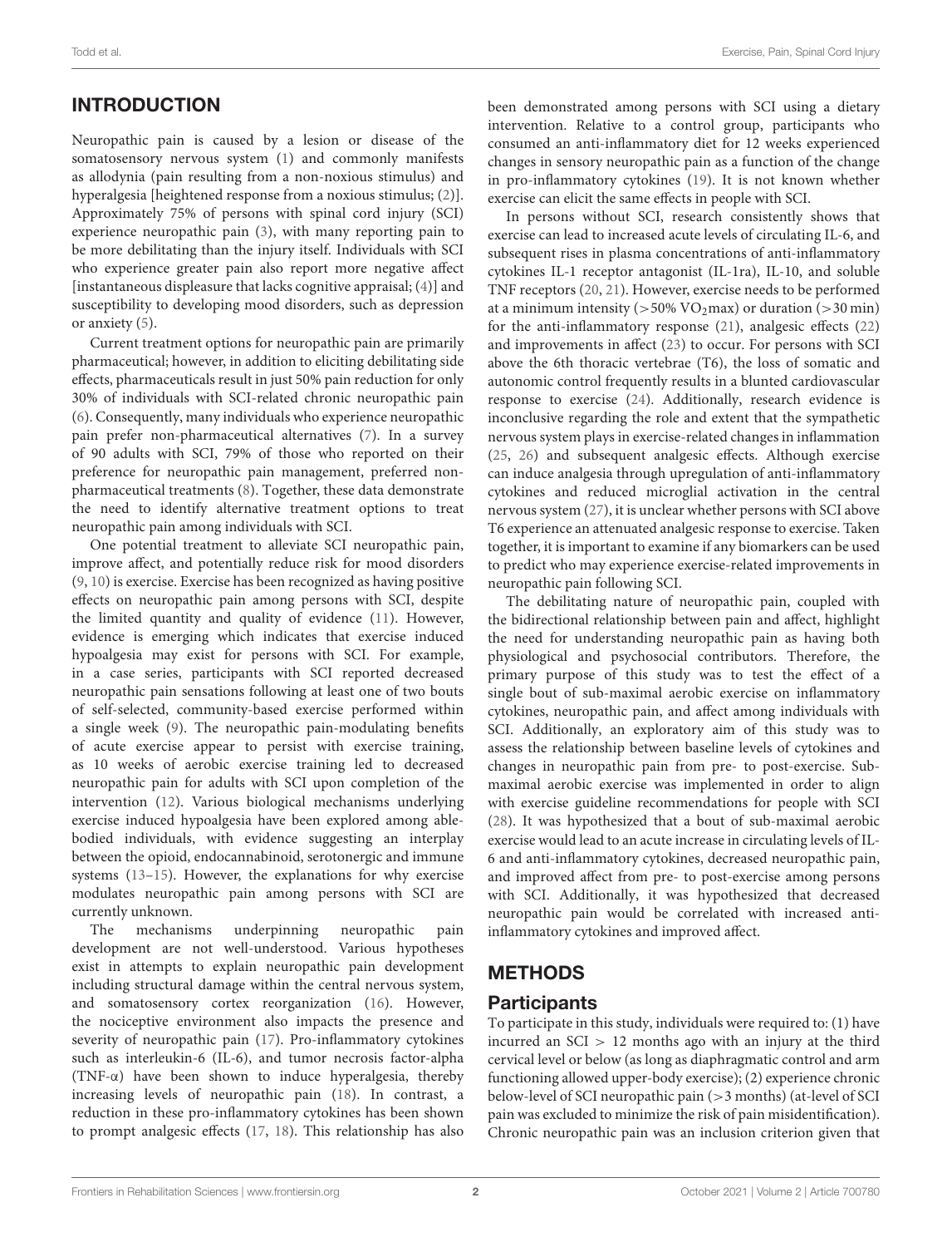## INTRODUCTION

Neuropathic pain is caused by a lesion or disease of the somatosensory nervous system (1) and commonly manifests as allodynia (pain resulting from a non-noxious stimulus) and hyperalgesia [heightened response from a noxious stimulus; (2)]. Approximately 75% of persons with spinal cord injury (SCI) experience neuropathic pain (3), with many reporting pain to be more debilitating than the injury itself. Individuals with SCI who experience greater pain also report more negative affect [instantaneous displeasure that lacks cognitive appraisal; (4)] and susceptibility to developing mood disorders, such as depression or anxiety (5).

Current treatment options for neuropathic pain are primarily pharmaceutical; however, in addition to eliciting debilitating side effects, pharmaceuticals result in just 50% pain reduction for only 30% of individuals with SCI-related chronic neuropathic pain (6). Consequently, many individuals who experience neuropathic pain prefer non-pharmaceutical alternatives (7). In a survey of 90 adults with SCI, 79% of those who reported on their preference for neuropathic pain management, preferred non-pharmaceutical treatments (8). Together, these data demonstrate the need to identify alternative treatment options to treat neuropathic pain among individuals with SCI.

One potential treatment to alleviate SCI neuropathic pain, improve affect, and potentially reduce risk for mood disorders (9, 10) is exercise. Exercise has been recognized as having positive effects on neuropathic pain among persons with SCI, despite the limited quantity and quality of evidence (11). However, evidence is emerging which indicates that exercise induced hypoalgesia may exist for persons with SCI. For example, in a case series, participants with SCI reported decreased neuropathic pain sensations following at least one of two bouts of self-selected, community-based exercise performed within a single week (9). The neuropathic pain-modulating benefits of acute exercise appear to persist with exercise training, as 10 weeks of aerobic exercise training led to decreased neuropathic pain for adults with SCI upon completion of the intervention (12). Various biological mechanisms underlying exercise induced hypoalgesia have been explored among able-bodied individuals, with evidence suggesting an interplay between the opioid, endocannabinoid, serotonergic and immune systems (13–15). However, the explanations for why exercise modulates neuropathic pain among persons with SCI are currently unknown.

The mechanisms underpinning neuropathic pain development are not well-understood. Various hypotheses exist in attempts to explain neuropathic pain development including structural damage within the central nervous system, and somatosensory cortex reorganization (16). However, the nociceptive environment also impacts the presence and severity of neuropathic pain (17). Pro-inflammatory cytokines such as interleukin-6 (IL-6), and tumor necrosis factor-alpha (TNF-α) have been shown to induce hyperalgesia, thereby increasing levels of neuropathic pain (18). In contrast, a reduction in these pro-inflammatory cytokines has been shown to prompt analgesic effects (17, 18). This relationship has also been demonstrated among persons with SCI using a dietary intervention. Relative to a control group, participants who consumed an anti-inflammatory diet for 12 weeks experienced changes in sensory neuropathic pain as a function of the change in pro-inflammatory cytokines (19). It is not known whether exercise can elicit the same effects in people with SCI.

In persons without SCI, research consistently shows that exercise can lead to increased acute levels of circulating IL-6, and subsequent rises in plasma concentrations of anti-inflammatory cytokines IL-1 receptor antagonist (IL-1ra), IL-10, and soluble TNF receptors (20, 21). However, exercise needs to be performed at a minimum intensity (>50% $VO_2$max) or duration (>30 min) for the anti-inflammatory response (21), analgesic effects (22) and improvements in affect (23) to occur. For persons with SCI above the 6th thoracic vertebrae (T6), the loss of somatic and autonomic control frequently results in a blunted cardiovascular response to exercise (24). Additionally, research evidence is inconclusive regarding the role and extent that the sympathetic nervous system plays in exercise-related changes in inflammation (25, 26) and subsequent analgesic effects. Although exercise can induce analgesia through upregulation of anti-inflammatory cytokines and reduced microglial activation in the central nervous system (27), it is unclear whether persons with SCI above T6 experience an attenuated analgesic response to exercise. Taken together, it is important to examine if any biomarkers can be used to predict who may experience exercise-related improvements in neuropathic pain following SCI.

The debilitating nature of neuropathic pain, coupled with the bidirectional relationship between pain and affect, highlight the need for understanding neuropathic pain as having both physiological and psychosocial contributors. Therefore, the primary purpose of this study was to test the effect of a single bout of sub-maximal aerobic exercise on inflammatory cytokines, neuropathic pain, and affect among individuals with SCI. Additionally, an exploratory aim of this study was to assess the relationship between baseline levels of cytokines and changes in neuropathic pain from pre- to post-exercise. Sub-maximal aerobic exercise was implemented in order to align with exercise guideline recommendations for people with SCI (28). It was hypothesized that a bout of sub-maximal aerobic exercise would lead to an acute increase in circulating levels of IL-6 and anti-inflammatory cytokines, decreased neuropathic pain, and improved affect from pre- to post-exercise among persons with SCI. Additionally, it was hypothesized that decreased neuropathic pain would be correlated with increased anti-inflammatory cytokines and improved affect.

## METHODS

### Participants

To participate in this study, individuals were required to: (1) have incurred an SCI > 12 months ago with an injury at the third cervical level or below (as long as diaphragmatic control and arm functioning allowed upper-body exercise); (2) experience chronic below-level of SCI neuropathic pain (>3 months) (at-level of SCI pain was excluded to minimize the risk of pain misidentification). Chronic neuropathic pain was an inclusion criterion given that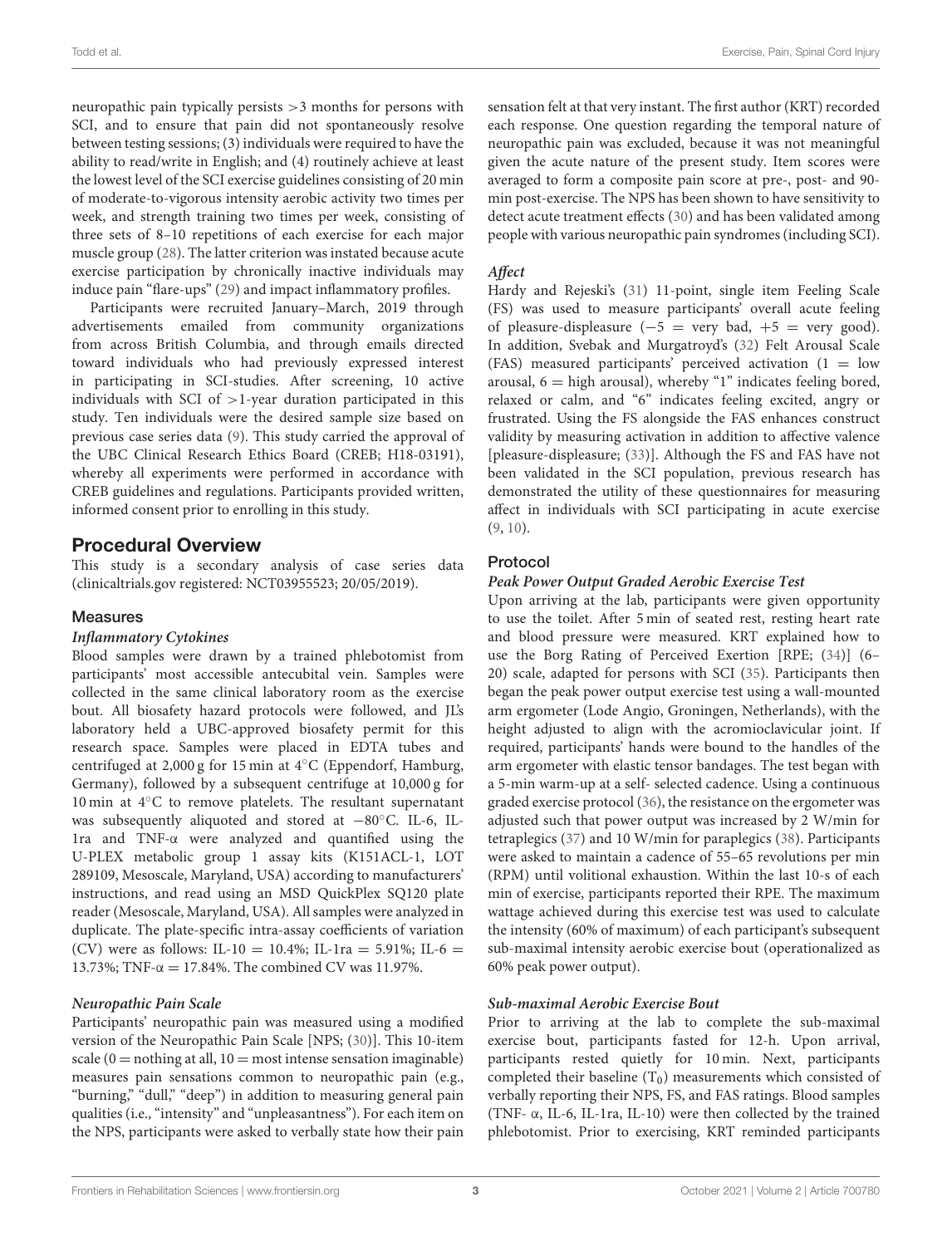neuropathic pain typically persists >3 months for persons with SCI, and to ensure that pain did not spontaneously resolve between testing sessions; (3) individuals were required to have the ability to read/write in English; and (4) routinely achieve at least the lowest level of the SCI exercise guidelines consisting of 20 min of moderate-to-vigorous intensity aerobic activity two times per week, and strength training two times per week, consisting of three sets of 8–10 repetitions of each exercise for each major muscle group (28). The latter criterion was instated because acute exercise participation by chronically inactive individuals may induce pain "flare-ups" (29) and impact inflammatory profiles.

Participants were recruited January–March, 2019 through advertisements emailed from community organizations from across British Columbia, and through emails directed toward individuals who had previously expressed interest in participating in SCI-studies. After screening, 10 active individuals with SCI of >1-year duration participated in this study. Ten individuals were the desired sample size based on previous case series data (9). This study carried the approval of the UBC Clinical Research Ethics Board (CREB; H18-03191), whereby all experiments were performed in accordance with CREB guidelines and regulations. Participants provided written, informed consent prior to enrolling in this study.

## Procedural Overview

This study is a secondary analysis of case series data (clinicaltrials.gov registered: NCT03955523; 20/05/2019).

### Measures

#### *Inflammatory Cytokines*

Blood samples were drawn by a trained phlebotomist from participants' most accessible antecubital vein. Samples were collected in the same clinical laboratory room as the exercise bout. All biosafety hazard protocols were followed, and JL's laboratory held a UBC-approved biosafety permit for this research space. Samples were placed in EDTA tubes and centrifuged at 2,000 g for 15 min at 4°C (Eppendorf, Hamburg, Germany), followed by a subsequent centrifuge at 10,000 g for 10 min at 4°C to remove platelets. The resultant supernatant was subsequently aliquoted and stored at −80°C. IL-6, IL-1ra and TNF-α were analyzed and quantified using the U-PLEX metabolic group 1 assay kits (K151ACL-1, LOT 289109, Mesoscale, Maryland, USA) according to manufacturers' instructions, and read using an MSD QuickPlex SQ120 plate reader (Mesoscale, Maryland, USA). All samples were analyzed in duplicate. The plate-specific intra-assay coefficients of variation (CV) were as follows: IL-10 = 10.4%; IL-1ra = 5.91%; IL-6 = 13.73%; TNF-α = 17.84%. The combined CV was 11.97%.

#### *Neuropathic Pain Scale*

Participants' neuropathic pain was measured using a modified version of the Neuropathic Pain Scale [NPS; (30)]. This 10-item scale (0 = nothing at all, 10 = most intense sensation imaginable) measures pain sensations common to neuropathic pain (e.g., "burning," "dull," "deep") in addition to measuring general pain qualities (i.e., "intensity" and "unpleasantness"). For each item on the NPS, participants were asked to verbally state how their pain sensation felt at that very instant. The first author (KRT) recorded each response. One question regarding the temporal nature of neuropathic pain was excluded, because it was not meaningful given the acute nature of the present study. Item scores were averaged to form a composite pain score at pre-, post- and 90-min post-exercise. The NPS has been shown to have sensitivity to detect acute treatment effects (30) and has been validated among people with various neuropathic pain syndromes (including SCI).

#### *Affect*

Hardy and Rejeski's (31) 11-point, single item Feeling Scale (FS) was used to measure participants' overall acute feeling of pleasure-displeasure (−5 = very bad, +5 = very good). In addition, Svebak and Murgatroyd's (32) Felt Arousal Scale (FAS) measured participants' perceived activation (1 = low arousal, 6 = high arousal), whereby "1" indicates feeling bored, relaxed or calm, and "6" indicates feeling excited, angry or frustrated. Using the FS alongside the FAS enhances construct validity by measuring activation in addition to affective valence [pleasure-displeasure; (33)]. Although the FS and FAS have not been validated in the SCI population, previous research has demonstrated the utility of these questionnaires for measuring affect in individuals with SCI participating in acute exercise (9, 10).

### Protocol

#### *Peak Power Output Graded Aerobic Exercise Test*

Upon arriving at the lab, participants were given opportunity to use the toilet. After 5 min of seated rest, resting heart rate and blood pressure were measured. KRT explained how to use the Borg Rating of Perceived Exertion [RPE; (34)] (6–20) scale, adapted for persons with SCI (35). Participants then began the peak power output exercise test using a wall-mounted arm ergometer (Lode Angio, Groningen, Netherlands), with the height adjusted to align with the acromioclavicular joint. If required, participants' hands were bound to the handles of the arm ergometer with elastic tensor bandages. The test began with a 5-min warm-up at a self- selected cadence. Using a continuous graded exercise protocol (36), the resistance on the ergometer was adjusted such that power output was increased by 2 W/min for tetraplegics (37) and 10 W/min for paraplegics (38). Participants were asked to maintain a cadence of 55–65 revolutions per min (RPM) until volitional exhaustion. Within the last 10-s of each min of exercise, participants reported their RPE. The maximum wattage achieved during this exercise test was used to calculate the intensity (60% of maximum) of each participant's subsequent sub-maximal intensity aerobic exercise bout (operationalized as 60% peak power output).

#### *Sub-maximal Aerobic Exercise Bout*

Prior to arriving at the lab to complete the sub-maximal exercise bout, participants fasted for 12-h. Upon arrival, participants rested quietly for 10 min. Next, participants completed their baseline ($T_0$) measurements which consisted of verbally reporting their NPS, FS, and FAS ratings. Blood samples (TNF- α, IL-6, IL-1ra, IL-10) were then collected by the trained phlebotomist. Prior to exercising, KRT reminded participants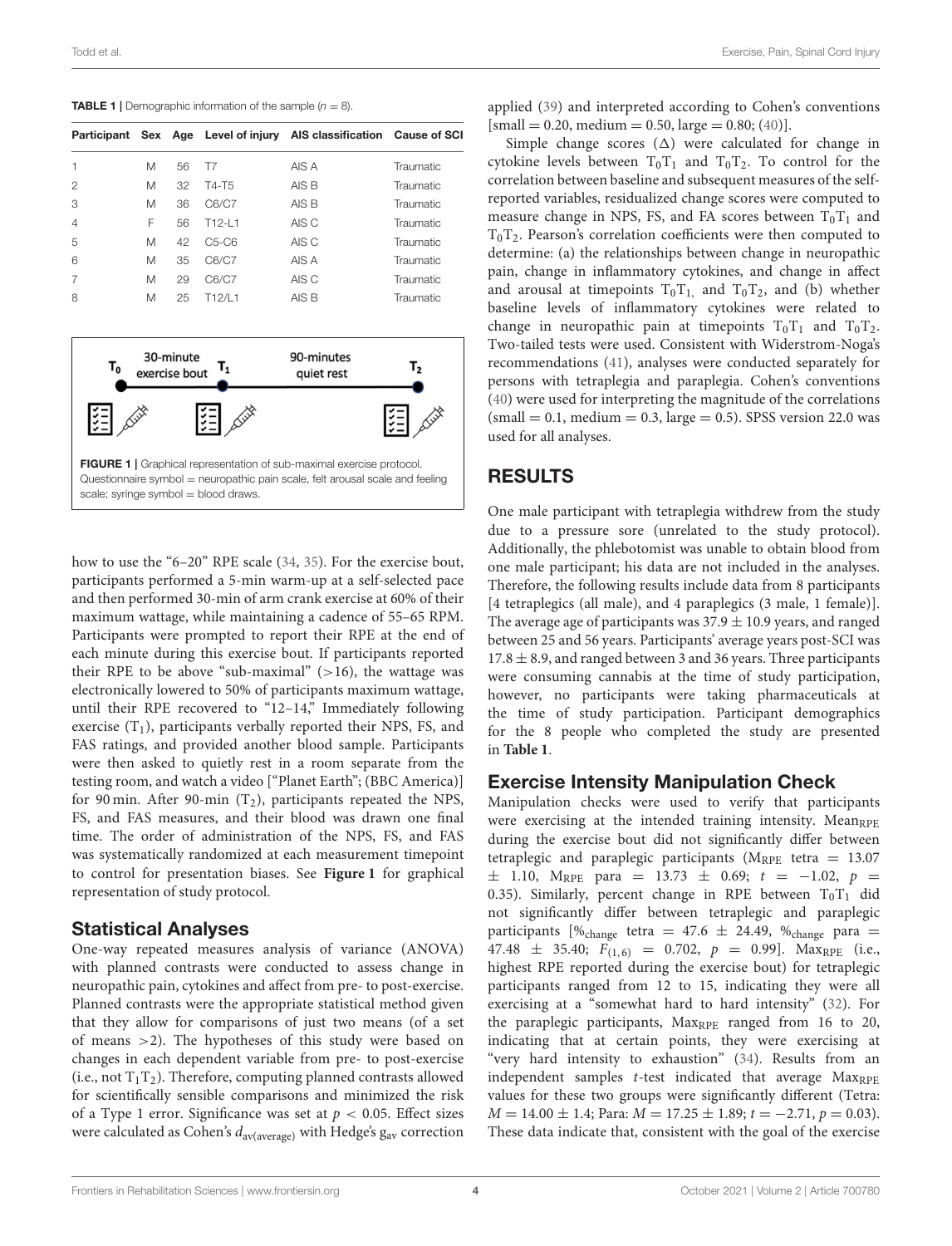**TABLE 1** | Demographic information of the sample ($n = 8$).

| Participant | Sex | Age | Level of injury | AIS classification | Cause of SCI |
|---|---|---|---|---|---|
| 1 | M | 56 | T7 | AIS A | Traumatic |
| 2 | M | 32 | T4-T5 | AIS B | Traumatic |
| 3 | M | 36 | C6/C7 | AIS B | Traumatic |
| 4 | F | 56 | T12-L1 | AIS C | Traumatic |
| 5 | M | 42 | C5-C6 | AIS C | Traumatic |
| 6 | M | 35 | C6/C7 | AIS A | Traumatic |
| 7 | M | 29 | C6/C7 | AIS C | Traumatic |
| 8 | M | 25 | T12/L1 | AIS B | Traumatic |

$T_0$ 30-minute exercise bout $T_1$ 90-minutes quiet rest $T_2$

**FIGURE 1** | Graphical representation of sub-maximal exercise protocol. Questionnaire symbol = neuropathic pain scale, felt arousal scale and feeling scale; syringe symbol = blood draws.

how to use the "6–20" RPE scale (34, 35). For the exercise bout, participants performed a 5-min warm-up at a self-selected pace and then performed 30-min of arm crank exercise at 60% of their maximum wattage, while maintaining a cadence of 55–65 RPM. Participants were prompted to report their RPE at the end of each minute during this exercise bout. If participants reported their RPE to be above "sub-maximal" (>16), the wattage was electronically lowered to 50% of participants maximum wattage, until their RPE recovered to "12–14," Immediately following exercise ($T_1$), participants verbally reported their NPS, FS, and FAS ratings, and provided another blood sample. Participants were then asked to quietly rest in a room separate from the testing room, and watch a video ["Planet Earth"; (BBC America)] for 90 min. After 90-min ($T_2$), participants repeated the NPS, FS, and FAS measures, and their blood was drawn one final time. The order of administration of the NPS, FS, and FAS was systematically randomized at each measurement timepoint to control for presentation biases. See **Figure 1** for graphical representation of study protocol.

## Statistical Analyses

One-way repeated measures analysis of variance (ANOVA) with planned contrasts were conducted to assess change in neuropathic pain, cytokines and affect from pre- to post-exercise. Planned contrasts were the appropriate statistical method given that they allow for comparisons of just two means (of a set of means >2). The hypotheses of this study were based on changes in each dependent variable from pre- to post-exercise (i.e., not $T_1T_2$). Therefore, computing planned contrasts allowed for scientifically sensible comparisons and minimized the risk of a Type 1 error. Significance was set at $p < 0.05$. Effect sizes were calculated as Cohen's $d_{av(average)}$ with Hedge's $g_{av}$ correction applied (39) and interpreted according to Cohen's conventions [small = 0.20, medium = 0.50, large = 0.80; (40)].

Simple change scores (Δ) were calculated for change in cytokine levels between $T_0T_1$ and $T_0T_2$. To control for the correlation between baseline and subsequent measures of the self-reported variables, residualized change scores were computed to measure change in NPS, FS, and FA scores between $T_0T_1$ and $T_0T_2$. Pearson's correlation coefficients were then computed to determine: (a) the relationships between change in neuropathic pain, change in inflammatory cytokines, and change in affect and arousal at timepoints $T_0T_1$, and $T_0T_2$, and (b) whether baseline levels of inflammatory cytokines were related to change in neuropathic pain at timepoints $T_0T_1$ and $T_0T_2$. Two-tailed tests were used. Consistent with Widerstrom-Noga's recommendations (41), analyses were conducted separately for persons with tetraplegia and paraplegia. Cohen's conventions (40) were used for interpreting the magnitude of the correlations (small = 0.1, medium = 0.3, large = 0.5). SPSS version 22.0 was used for all analyses.

# RESULTS

One male participant with tetraplegia withdrew from the study due to a pressure sore (unrelated to the study protocol). Additionally, the phlebotomist was unable to obtain blood from one male participant; his data are not included in the analyses. Therefore, the following results include data from 8 participants [4 tetraplegics (all male), and 4 paraplegics (3 male, 1 female)]. The average age of participants was 37.9 ± 10.9 years, and ranged between 25 and 56 years. Participants' average years post-SCI was 17.8 ± 8.9, and ranged between 3 and 36 years. Three participants were consuming cannabis at the time of study participation, however, no participants were taking pharmaceuticals at the time of study participation. Participant demographics for the 8 people who completed the study are presented in **Table 1**.

## Exercise Intensity Manipulation Check

Manipulation checks were used to verify that participants were exercising at the intended training intensity. $\text{Mean}_{\text{RPE}}$ during the exercise bout did not significantly differ between tetraplegic and paraplegic participants ($M_{\text{RPE}}$ tetra = 13.07 ± 1.10, $M_{\text{RPE}}$ para = 13.73 ± 0.69; $t = -1.02$, $p = 0.35$). Similarly, percent change in RPE between $T_0T_1$ did not significantly differ between tetraplegic and paraplegic participants [$\%_{\text{change}}$ tetra = 47.6 ± 24.49, $\%_{\text{change}}$ para = 47.48 ± 35.40; $F_{(1,6)} = 0.702$, $p = 0.99$]. $\text{Max}_{\text{RPE}}$ (i.e., highest RPE reported during the exercise bout) for tetraplegic participants ranged from 12 to 15, indicating they were all exercising at a "somewhat hard to hard intensity" (32). For the paraplegic participants, $\text{Max}_{\text{RPE}}$ ranged from 16 to 20, indicating that at certain points, they were exercising at "very hard intensity to exhaustion" (34). Results from an independent samples $t$-test indicated that average $\text{Max}_{\text{RPE}}$ values for these two groups were significantly different (Tetra: $M = 14.00 \pm 1.4$; Para: $M = 17.25 \pm 1.89$; $t = -2.71$, $p = 0.03$). These data indicate that, consistent with the goal of the exercise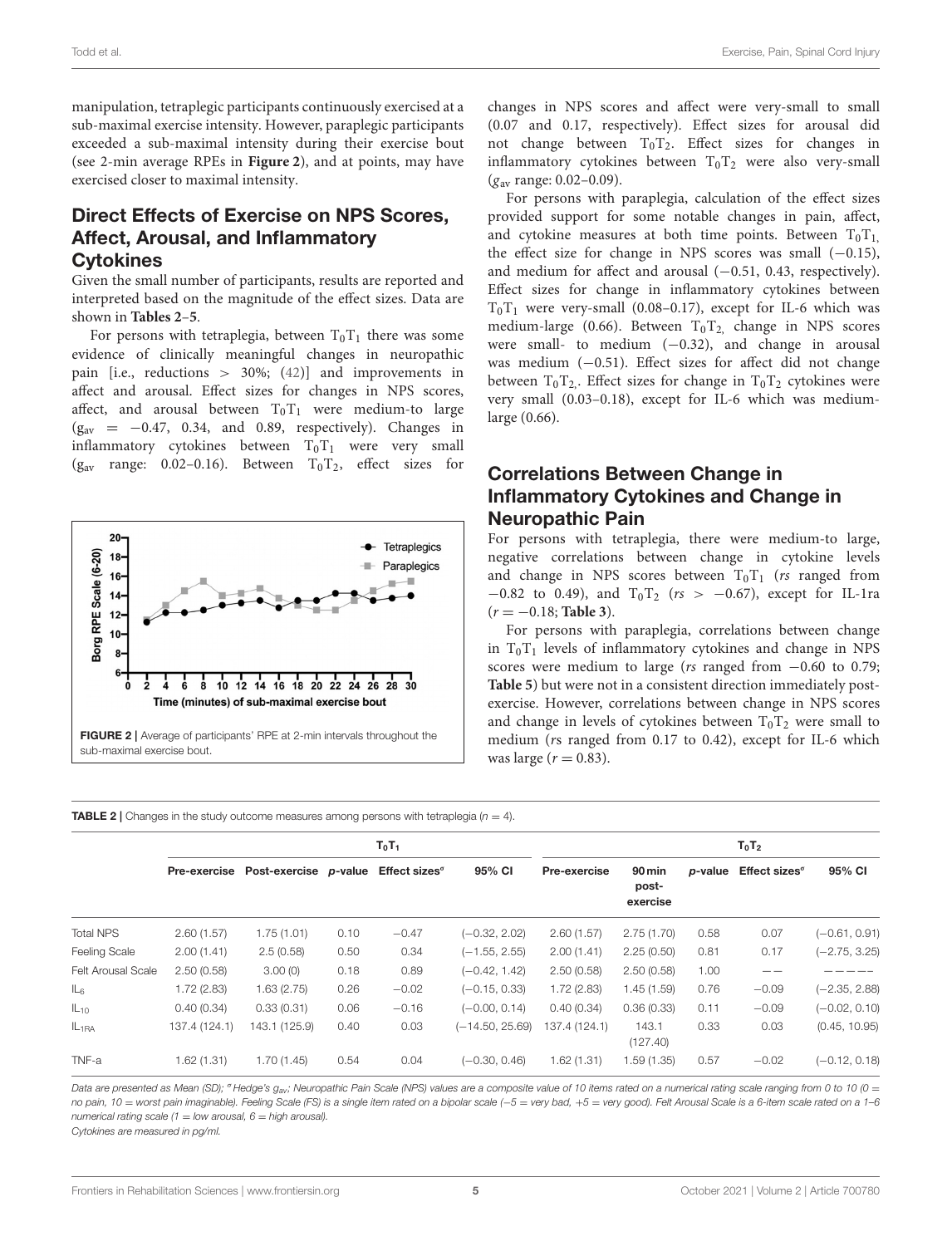manipulation, tetraplegic participants continuously exercised at a sub-maximal exercise intensity. However, paraplegic participants exceeded a sub-maximal intensity during their exercise bout (see 2-min average RPEs in **Figure 2**), and at points, may have exercised closer to maximal intensity.

## Direct Effects of Exercise on NPS Scores, Affect, Arousal, and Inflammatory Cytokines

Given the small number of participants, results are reported and interpreted based on the magnitude of the effect sizes. Data are shown in **Tables 2–5**.

For persons with tetraplegia, between $T_0T_1$ there was some evidence of clinically meaningful changes in neuropathic pain [i.e., reductions > 30%; (42)] and improvements in affect and arousal. Effect sizes for changes in NPS scores, affect, and arousal between $T_0T_1$ were medium-to large ($g_{av}$ = −0.47, 0.34, and 0.89, respectively). Changes in inflammatory cytokines between $T_0T_1$ were very small ($g_{av}$ range: 0.02–0.16). Between $T_0T_2$, effect sizes for changes in NPS scores and affect were very-small to small (0.07 and 0.17, respectively). Effect sizes for arousal did not change between $T_0T_2$. Effect sizes for changes in inflammatory cytokines between $T_0T_2$ were also very-small ($g_{av}$ range: 0.02–0.09).

FIGURE 2 | Average of participants' RPE at 2-min intervals throughout the sub-maximal exercise bout.

For persons with paraplegia, calculation of the effect sizes provided support for some notable changes in pain, affect, and cytokine measures at both time points. Between $T_0T_1$, the effect size for change in NPS scores was small (−0.15), and medium for affect and arousal (−0.51, 0.43, respectively). Effect sizes for change in inflammatory cytokines between $T_0T_1$ were very-small (0.08–0.17), except for IL-6 which was medium-large (0.66). Between $T_0T_2$, change in NPS scores were small- to medium (−0.32), and change in arousal was medium (−0.51). Effect sizes for affect did not change between $T_0T_2$. Effect sizes for change in $T_0T_2$ cytokines were very small (0.03–0.18), except for IL-6 which was medium-large (0.66).

## Correlations Between Change in Inflammatory Cytokines and Change in Neuropathic Pain

For persons with tetraplegia, there were medium-to large, negative correlations between change in cytokine levels and change in NPS scores between $T_0T_1$ (*rs* ranged from −0.82 to 0.49), and $T_0T_2$ (*rs* > −0.67), except for IL-1ra ($r = -0.18$; **Table 3**).

For persons with paraplegia, correlations between change in $T_0T_1$ levels of inflammatory cytokines and change in NPS scores were medium to large (*rs* ranged from −0.60 to 0.79; **Table 5**) but were not in a consistent direction immediately post-exercise. However, correlations between change in NPS scores and change in levels of cytokines between $T_0T_2$ were small to medium (*rs* ranged from 0.17 to 0.42), except for IL-6 which was large ($r = 0.83$).

**TABLE 2** | Changes in the study outcome measures among persons with tetraplegia ($n = 4$).

| | $T_0T_1$ | | | | | $T_0T_2$ | | | | |
|---|---|---|---|---|---|---|---|---|---|---|
| | Pre-exercise | Post-exercise | *p*-value | Effect sizes[σ] | 95% CI | Pre-exercise | 90 min post-exercise | *p*-value | Effect sizes[σ] | 95% CI |
| Total NPS | 2.60 (1.57) | 1.75 (1.01) | 0.10 | −0.47 | (−0.32, 2.02) | 2.60 (1.57) | 2.75 (1.70) | 0.58 | 0.07 | (−0.61, 0.91) |
| Feeling Scale | 2.00 (1.41) | 2.5 (0.58) | 0.50 | 0.34 | (−1.55, 2.55) | 2.00 (1.41) | 2.25 (0.50) | 0.81 | 0.17 | (−2.75, 3.25) |
| Felt Arousal Scale | 2.50 (0.58) | 3.00 (0) | 0.18 | 0.89 | (−0.42, 1.42) | 2.50 (0.58) | 2.50 (0.58) | 1.00 | —— | ————— |
| $IL_6$ | 1.72 (2.83) | 1.63 (2.75) | 0.26 | −0.02 | (−0.15, 0.33) | 1.72 (2.83) | 1.45 (1.59) | 0.76 | −0.09 | (−2.35, 2.88) |
| $IL_{10}$ | 0.40 (0.34) | 0.33 (0.31) | 0.06 | −0.16 | (−0.00, 0.14) | 0.40 (0.34) | 0.36 (0.33) | 0.11 | −0.09 | (−0.02, 0.10) |
| $IL_{1RA}$ | 137.4 (124.1) | 143.1 (125.9) | 0.40 | 0.03 | (−14.50, 25.69) | 137.4 (124.1) | 143.1 (127.40) | 0.33 | 0.03 | (0.45, 10.95) |
| TNF-a | 1.62 (1.31) | 1.70 (1.45) | 0.54 | 0.04 | (−0.30, 0.46) | 1.62 (1.31) | 1.59 (1.35) | 0.57 | −0.02 | (−0.12, 0.18) |

*Data are presented as Mean (SD); σ Hedge's $g_{av}$; Neuropathic Pain Scale (NPS) values are a composite value of 10 items rated on a numerical rating scale ranging from 0 to 10 (0 = no pain, 10 = worst pain imaginable). Feeling Scale (FS) is a single item rated on a bipolar scale (−5 = very bad, +5 = very good). Felt Arousal Scale is a 6-item scale rated on a 1–6 numerical rating scale (1 = low arousal, 6 = high arousal).*
*Cytokines are measured in pg/ml.*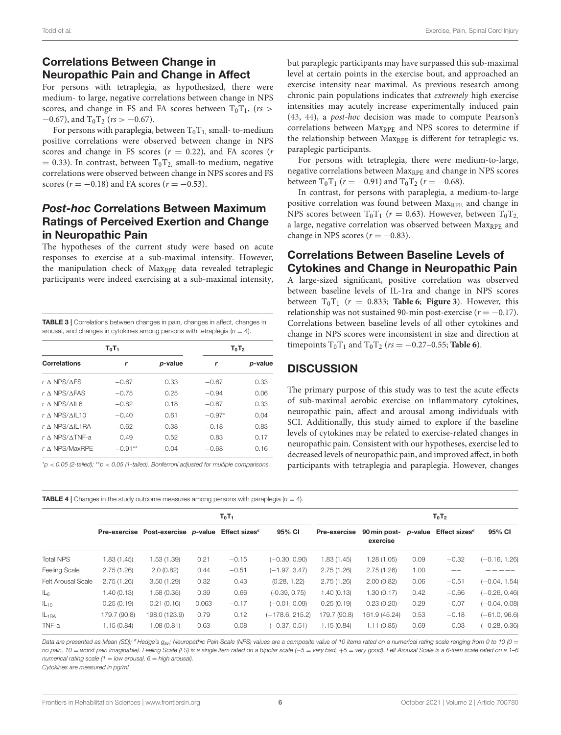## Correlations Between Change in Neuropathic Pain and Change in Affect

For persons with tetraplegia, as hypothesized, there were medium- to large, negative correlations between change in NPS scores, and change in FS and FA scores between $T_0T_1$, ($rs > -0.67$), and $T_0T_2$ ($rs > -0.67$).

For persons with paraplegia, between $T_0T_1$, small- to-medium positive correlations were observed between change in NPS scores and change in FS scores ($r = 0.22$), and FA scores ($r = 0.33$). In contrast, between $T_0T_2$, small-to medium, negative correlations were observed between change in NPS scores and FS scores ($r = -0.18$) and FA scores ($r = -0.53$).

## *Post-hoc* Correlations Between Maximum Ratings of Perceived Exertion and Change in Neuropathic Pain

The hypotheses of the current study were based on acute responses to exercise at a sub-maximal intensity. However, the manipulation check of $Max_{RPE}$ data revealed tetraplegic participants were indeed exercising at a sub-maximal intensity, but paraplegic participants may have surpassed this sub-maximal level at certain points in the exercise bout, and approached an exercise intensity near maximal. As previous research among chronic pain populations indicates that *extremely* high exercise intensities may acutely increase experimentally induced pain (43, 44), a *post-hoc* decision was made to compute Pearson's correlations between $Max_{RPE}$ and NPS scores to determine if the relationship between $Max_{RPE}$ is different for tetraplegic vs. paraplegic participants.

For persons with tetraplegia, there were medium-to-large, negative correlations between $Max_{RPE}$ and change in NPS scores between $T_0T_1$ ($r = -0.91$) and $T_0T_2$ ($r = -0.68$).

In contrast, for persons with paraplegia, a medium-to-large positive correlation was found between $Max_{RPE}$ and change in NPS scores between $T_0T_1$ ($r = 0.63$). However, between $T_0T_2$, a large, negative correlation was observed between $Max_{RPE}$ and change in NPS scores ($r = -0.83$).

## Correlations Between Baseline Levels of Cytokines and Change in Neuropathic Pain

A large-sized significant, positive correlation was observed between baseline levels of IL-1ra and change in NPS scores between $T_0T_1$ ($r = 0.833$; **Table 6**; **Figure 3**). However, this relationship was not sustained 90-min post-exercise ($r = -0.17$). Correlations between baseline levels of all other cytokines and change in NPS scores were inconsistent in size and direction at timepoints $T_0T_1$ and $T_0T_2$ ($rs = -0.27$–$0.55$; **Table 6**).

**TABLE 3 |** Correlations between changes in pain, changes in affect, changes in arousal, and changes in cytokines among persons with tetraplegia ($n = 4$).

| | $T_0T_1$ | | $T_0T_2$ | |
|---|---|---|---|---|
| **Correlations** | ***r*** | ***p*-value** | ***r*** | ***p*-value** |
| $r$ Δ NPS/ΔFS | −0.67 | 0.33 | −0.67 | 0.33 |
| $r$ Δ NPS/ΔFAS | −0.75 | 0.25 | −0.94 | 0.06 |
| $r$ Δ NPS/ΔIL6 | −0.82 | 0.18 | −0.67 | 0.33 |
| $r$ Δ NPS/ΔIL10 | −0.40 | 0.61 | −0.97* | 0.04 |
| $r$ Δ NPS/ΔIL1RA | −0.62 | 0.38 | −0.18 | 0.83 |
| $r$ Δ NPS/ΔTNF-a | 0.49 | 0.52 | 0.83 | 0.17 |
| $r$ Δ NPS/MaxRPE | −0.91** | 0.04 | −0.68 | 0.16 |

*$p < 0.05$ (2-tailed); **$p < 0.05$ (1-tailed). Bonferroni adjusted for multiple comparisons.

# DISCUSSION

The primary purpose of this study was to test the acute effects of sub-maximal aerobic exercise on inflammatory cytokines, neuropathic pain, affect and arousal among individuals with SCI. Additionally, this study aimed to explore if the baseline levels of cytokines may be related to exercise-related changes in neuropathic pain. Consistent with our hypotheses, exercise led to decreased levels of neuropathic pain, and improved affect, in both participants with tetraplegia and paraplegia. However, changes

**TABLE 4 |** Changes in the study outcome measures among persons with paraplegia ($n = 4$).

| | $T_0T_1$ | | | | | $T_0T_2$ | | | | |
|---|---|---|---|---|---|---|---|---|---|---|
| | **Pre-exercise** | **Post-exercise** | ***p*-value** | **Effect sizes[a]** | **95% CI** | **Pre-exercise** | **90 min post-exercise** | ***p*-value** | **Effect sizes[a]** | **95% CI** |
| Total NPS | 1.83 (1.45) | 1.53 (1.39) | 0.21 | −0.15 | (−0.30, 0.90) | 1.83 (1.45) | 1.28 (1.05) | 0.09 | −0.32 | (−0.16, 1.26) |
| Feeling Scale | 2.75 (1.26) | 2.0 (0.82) | 0.44 | −0.51 | (−1.97, 3.47) | 2.75 (1.26) | 2.75 (1.26) | 1.00 | —— | ————— |
| Felt Arousal Scale | 2.75 (1.26) | 3.50 (1.29) | 0.32 | 0.43 | (0.28, 1.22) | 2.75 (1.26) | 2.00 (0.82) | 0.06 | −0.51 | (−0.04, 1.54) |
| $IL_6$ | 1.40 (0.13) | 1.58 (0.35) | 0.39 | 0.66 | (-0.39, 0.75) | 1.40 (0.13) | 1.30 (0.17) | 0.42 | −0.66 | (−0.26, 0.46) |
| $IL_{10}$ | 0.25 (0.19) | 0.21 (0.16) | 0.063 | −0.17 | (−0.01, 0.09) | 0.25 (0.19) | 0.23 (0.20) | 0.29 | −0.07 | (−0.04, 0.08) |
| $IL_{1RA}$ | 179.7 (90.8) | 198.0 (123.9) | 0.79 | 0.12 | (−178.6, 215.2) | 179.7 (90.8) | 161.9 (45.24) | 0.53 | −0.18 | (−61.0, 96.6) |
| TNF-a | 1.15 (0.84) | 1.08 (0.81) | 0.63 | −0.08 | (−0.37, 0.51) | 1.15 (0.84) | 1.11 (0.85) | 0.69 | −0.03 | (−0.28, 0.36) |

*Data are presented as Mean (SD); [a] Hedge's $g_{av}$; Neuropathic Pain Scale (NPS) values are a composite value of 10 items rated on a numerical rating scale ranging from 0 to 10 (0 = no pain, 10 = worst pain imaginable). Feeling Scale (FS) is a single item rated on a bipolar scale (−5 = very bad, +5 = very good). Felt Arousal Scale is a 6-item scale rated on a 1–6 numerical rating scale (1 = low arousal, 6 = high arousal).*
*Cytokines are measured in pg/ml.*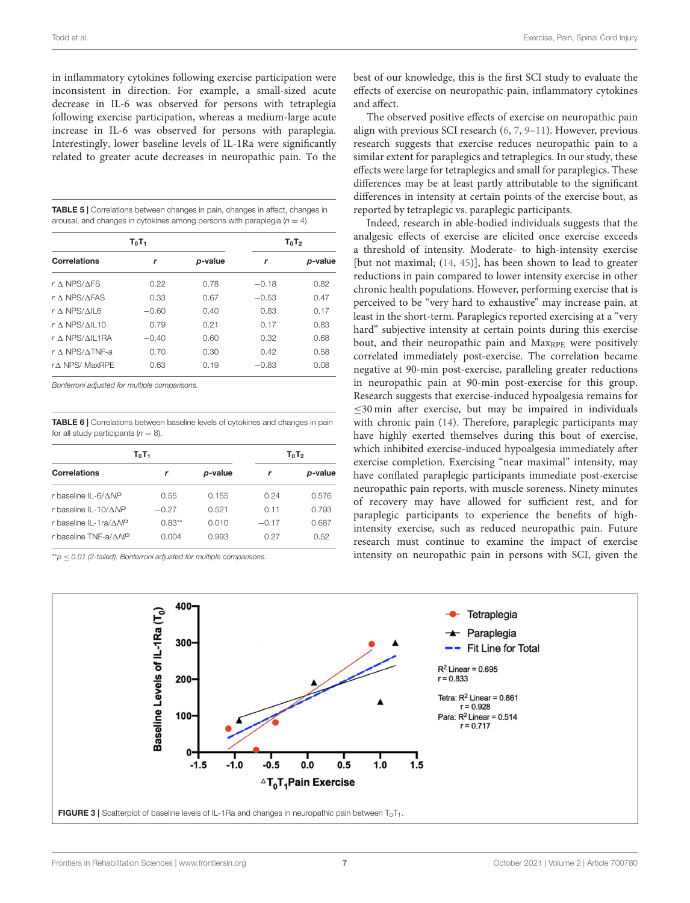in inflammatory cytokines following exercise participation were inconsistent in direction. For example, a small-sized acute decrease in IL-6 was observed for persons with tetraplegia following exercise participation, whereas a medium-large acute increase in IL-6 was observed for persons with paraplegia. Interestingly, lower baseline levels of IL-1Ra were significantly related to greater acute decreases in neuropathic pain. To the best of our knowledge, this is the first SCI study to evaluate the effects of exercise on neuropathic pain, inflammatory cytokines and affect.

**TABLE 5** | Correlations between changes in pain, changes in affect, changes in arousal, and changes in cytokines among persons with paraplegia ($n = 4$).

| | $T_0T_1$ | | $T_0T_2$ | |
|---|---|---|---|---|
| **Correlations** | ***r*** | ***p*-value** | ***r*** | ***p*-value** |
| $r$ Δ NPS/ΔFS | 0.22 | 0.78 | −0.18 | 0.82 |
| $r$ Δ NPS/ΔFAS | 0.33 | 0.67 | −0.53 | 0.47 |
| $r$ Δ NPS/ΔIL6 | −0.60 | 0.40 | 0.83 | 0.17 |
| $r$ Δ NPS/ΔIL10 | 0.79 | 0.21 | 0.17 | 0.83 |
| $r$ Δ NPS/ΔIL1RA | −0.40 | 0.60 | 0.32 | 0.68 |
| $r$ Δ NPS/ΔTNF-a | 0.70 | 0.30 | 0.42 | 0.58 |
| $r$Δ NPS/ MaxRPE | 0.63 | 0.19 | −0.83 | 0.08 |

*Bonferroni adjusted for multiple comparisons.*

**TABLE 6** | Correlations between baseline levels of cytokines and changes in pain for all study participants ($n = 8$).

| | $T_0T_1$ | | $T_0T_2$ | |
|---|---|---|---|---|
| **Correlations** | ***r*** | ***p*-value** | ***r*** | ***p*-value** |
| $r$ baseline IL-6/Δ*NP* | 0.55 | 0.155 | 0.24 | 0.576 |
| $r$ baseline IL-10/Δ*NP* | −0.27 | 0.521 | 0.11 | 0.793 |
| $r$ baseline IL-1ra/Δ*NP* | 0.83** | 0.010 | −0.17 | 0.687 |
| $r$ baseline TNF-a/Δ*NP* | 0.004 | 0.993 | 0.27 | 0.52 |

*\*\*$p \leq 0.01$ (2-tailed). Bonferroni adjusted for multiple comparisons.*

The observed positive effects of exercise on neuropathic pain align with previous SCI research (6, 7, 9–11). However, previous research suggests that exercise reduces neuropathic pain to a similar extent for paraplegics and tetraplegics. In our study, these effects were large for tetraplegics and small for paraplegics. These differences may be at least partly attributable to the significant differences in intensity at certain points of the exercise bout, as reported by tetraplegic vs. paraplegic participants.

Indeed, research in able-bodied individuals suggests that the analgesic effects of exercise are elicited once exercise exceeds a threshold of intensity. Moderate- to high-intensity exercise [but not maximal; (14, 45)], has been shown to lead to greater reductions in pain compared to lower intensity exercise in other chronic health populations. However, performing exercise that is perceived to be "very hard to exhaustive" may increase pain, at least in the short-term. Paraplegics reported exercising at a "very hard" subjective intensity at certain points during this exercise bout, and their neuropathic pain and $Max_{RPE}$ were positively correlated immediately post-exercise. The correlation became negative at 90-min post-exercise, paralleling greater reductions in neuropathic pain at 90-min post-exercise for this group. Research suggests that exercise-induced hypoalgesia remains for ≤30 min after exercise, but may be impaired in individuals with chronic pain (14). Therefore, paraplegic participants may have highly exerted themselves during this bout of exercise, which inhibited exercise-induced hypoalgesia immediately after exercise completion. Exercising "near maximal" intensity, may have conflated paraplegic participants immediate post-exercise neuropathic pain reports, with muscle soreness. Ninety minutes of recovery may have allowed for sufficient rest, and for paraplegic participants to experience the benefits of high-intensity exercise, such as reduced neuropathic pain. Future research must continue to examine the impact of exercise intensity on neuropathic pain in persons with SCI, given the

**FIGURE 3** | Scatterplot of baseline levels of IL-1Ra and changes in neuropathic pain between $T_0T_1$.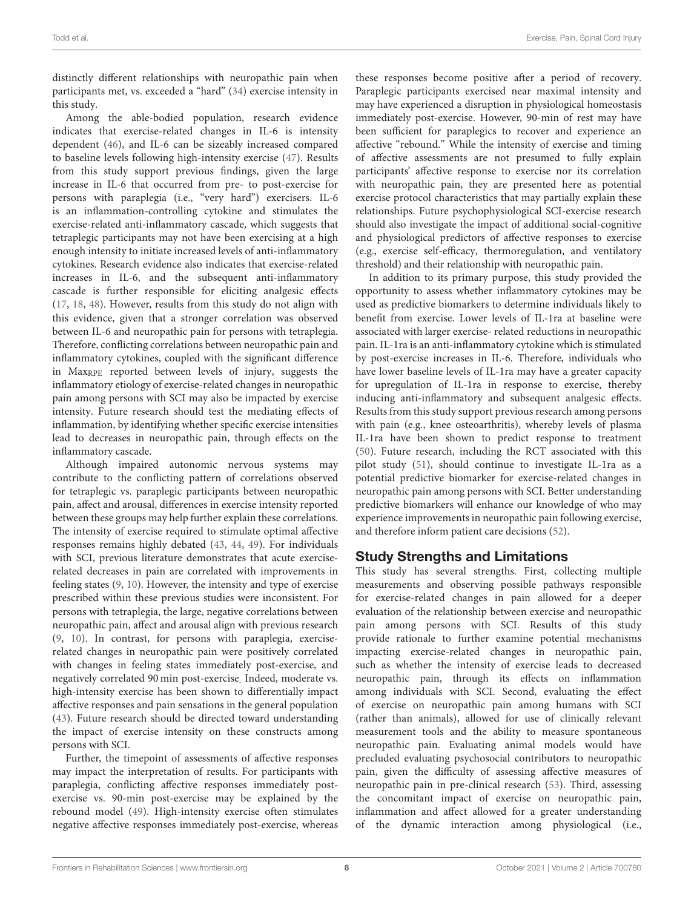distinctly different relationships with neuropathic pain when participants met, vs. exceeded a "hard" (34) exercise intensity in this study.

Among the able-bodied population, research evidence indicates that exercise-related changes in IL-6 is intensity dependent (46), and IL-6 can be sizeably increased compared to baseline levels following high-intensity exercise (47). Results from this study support previous findings, given the large increase in IL-6 that occurred from pre- to post-exercise for persons with paraplegia (i.e., "very hard") exercisers. IL-6 is an inflammation-controlling cytokine and stimulates the exercise-related anti-inflammatory cascade, which suggests that tetraplegic participants may not have been exercising at a high enough intensity to initiate increased levels of anti-inflammatory cytokines. Research evidence also indicates that exercise-related increases in IL-6, and the subsequent anti-inflammatory cascade is further responsible for eliciting analgesic effects (17, 18, 48). However, results from this study do not align with this evidence, given that a stronger correlation was observed between IL-6 and neuropathic pain for persons with tetraplegia. Therefore, conflicting correlations between neuropathic pain and inflammatory cytokines, coupled with the significant difference in $\text{Max}_{\text{RPE}}$ reported between levels of injury, suggests the inflammatory etiology of exercise-related changes in neuropathic pain among persons with SCI may also be impacted by exercise intensity. Future research should test the mediating effects of inflammation, by identifying whether specific exercise intensities lead to decreases in neuropathic pain, through effects on the inflammatory cascade.

Although impaired autonomic nervous systems may contribute to the conflicting pattern of correlations observed for tetraplegic vs. paraplegic participants between neuropathic pain, affect and arousal, differences in exercise intensity reported between these groups may help further explain these correlations. The intensity of exercise required to stimulate optimal affective responses remains highly debated (43, 44, 49). For individuals with SCI, previous literature demonstrates that acute exercise-related decreases in pain are correlated with improvements in feeling states (9, 10). However, the intensity and type of exercise prescribed within these previous studies were inconsistent. For persons with tetraplegia, the large, negative correlations between neuropathic pain, affect and arousal align with previous research (9, 10). In contrast, for persons with paraplegia, exercise-related changes in neuropathic pain were positively correlated with changes in feeling states immediately post-exercise, and negatively correlated 90 min post-exercise. Indeed, moderate vs. high-intensity exercise has been shown to differentially impact affective responses and pain sensations in the general population (43). Future research should be directed toward understanding the impact of exercise intensity on these constructs among persons with SCI.

Further, the timepoint of assessments of affective responses may impact the interpretation of results. For participants with paraplegia, conflicting affective responses immediately post-exercise vs. 90-min post-exercise may be explained by the rebound model (49). High-intensity exercise often stimulates negative affective responses immediately post-exercise, whereas these responses become positive after a period of recovery. Paraplegic participants exercised near maximal intensity and may have experienced a disruption in physiological homeostasis immediately post-exercise. However, 90-min of rest may have been sufficient for paraplegics to recover and experience an affective "rebound." While the intensity of exercise and timing of affective assessments are not presumed to fully explain participants' affective response to exercise nor its correlation with neuropathic pain, they are presented here as potential exercise protocol characteristics that may partially explain these relationships. Future psychophysiological SCI-exercise research should also investigate the impact of additional social-cognitive and physiological predictors of affective responses to exercise (e.g., exercise self-efficacy, thermoregulation, and ventilatory threshold) and their relationship with neuropathic pain.

In addition to its primary purpose, this study provided the opportunity to assess whether inflammatory cytokines may be used as predictive biomarkers to determine individuals likely to benefit from exercise. Lower levels of IL-1ra at baseline were associated with larger exercise- related reductions in neuropathic pain. IL-1ra is an anti-inflammatory cytokine which is stimulated by post-exercise increases in IL-6. Therefore, individuals who have lower baseline levels of IL-1ra may have a greater capacity for upregulation of IL-1ra in response to exercise, thereby inducing anti-inflammatory and subsequent analgesic effects. Results from this study support previous research among persons with pain (e.g., knee osteoarthritis), whereby levels of plasma IL-1ra have been shown to predict response to treatment (50). Future research, including the RCT associated with this pilot study (51), should continue to investigate IL-1ra as a potential predictive biomarker for exercise-related changes in neuropathic pain among persons with SCI. Better understanding predictive biomarkers will enhance our knowledge of who may experience improvements in neuropathic pain following exercise, and therefore inform patient care decisions (52).

## Study Strengths and Limitations

This study has several strengths. First, collecting multiple measurements and observing possible pathways responsible for exercise-related changes in pain allowed for a deeper evaluation of the relationship between exercise and neuropathic pain among persons with SCI. Results of this study provide rationale to further examine potential mechanisms impacting exercise-related changes in neuropathic pain, such as whether the intensity of exercise leads to decreased neuropathic pain, through its effects on inflammation among individuals with SCI. Second, evaluating the effect of exercise on neuropathic pain among humans with SCI (rather than animals), allowed for use of clinically relevant measurement tools and the ability to measure spontaneous neuropathic pain. Evaluating animal models would have precluded evaluating psychosocial contributors to neuropathic pain, given the difficulty of assessing affective measures of neuropathic pain in pre-clinical research (53). Third, assessing the concomitant impact of exercise on neuropathic pain, inflammation and affect allowed for a greater understanding of the dynamic interaction among physiological (i.e.,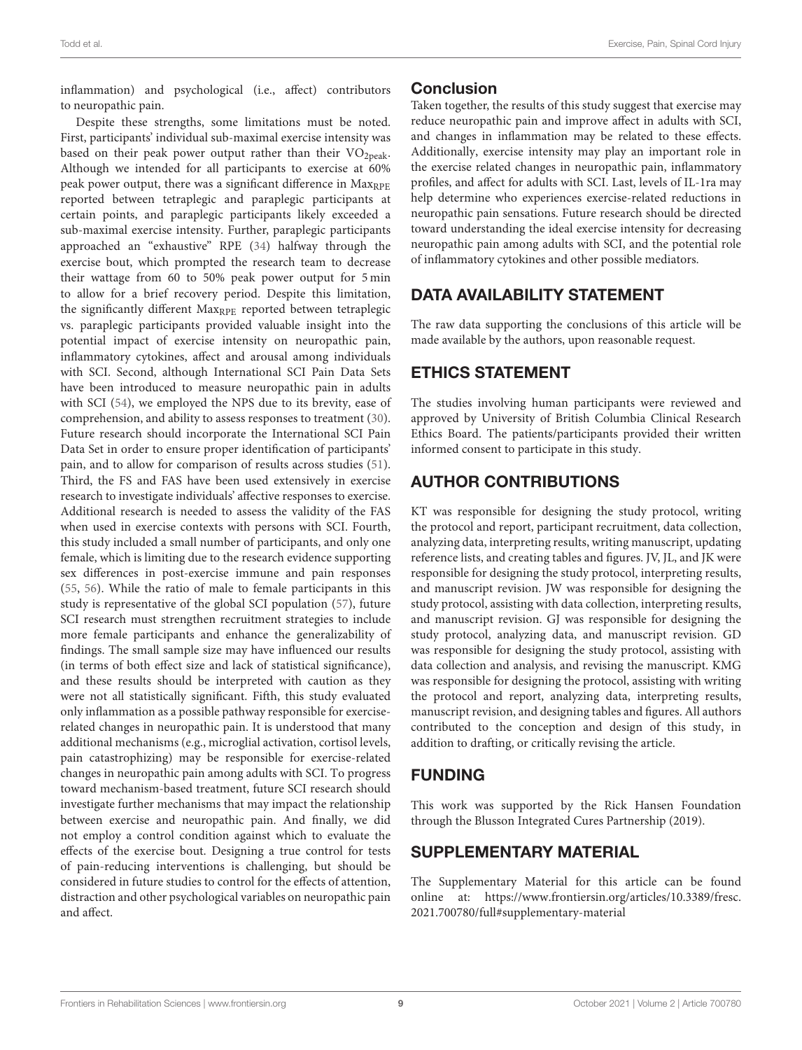inflammation) and psychological (i.e., affect) contributors to neuropathic pain.

Despite these strengths, some limitations must be noted. First, participants' individual sub-maximal exercise intensity was based on their peak power output rather than their $VO_{2peak}$. Although we intended for all participants to exercise at 60% peak power output, there was a significant difference in $Max_{RPE}$ reported between tetraplegic and paraplegic participants at certain points, and paraplegic participants likely exceeded a sub-maximal exercise intensity. Further, paraplegic participants approached an "exhaustive" RPE (34) halfway through the exercise bout, which prompted the research team to decrease their wattage from 60 to 50% peak power output for 5 min to allow for a brief recovery period. Despite this limitation, the significantly different $Max_{RPE}$ reported between tetraplegic vs. paraplegic participants provided valuable insight into the potential impact of exercise intensity on neuropathic pain, inflammatory cytokines, affect and arousal among individuals with SCI. Second, although International SCI Pain Data Sets have been introduced to measure neuropathic pain in adults with SCI (54), we employed the NPS due to its brevity, ease of comprehension, and ability to assess responses to treatment (30). Future research should incorporate the International SCI Pain Data Set in order to ensure proper identification of participants' pain, and to allow for comparison of results across studies (51). Third, the FS and FAS have been used extensively in exercise research to investigate individuals' affective responses to exercise. Additional research is needed to assess the validity of the FAS when used in exercise contexts with persons with SCI. Fourth, this study included a small number of participants, and only one female, which is limiting due to the research evidence supporting sex differences in post-exercise immune and pain responses (55, 56). While the ratio of male to female participants in this study is representative of the global SCI population (57), future SCI research must strengthen recruitment strategies to include more female participants and enhance the generalizability of findings. The small sample size may have influenced our results (in terms of both effect size and lack of statistical significance), and these results should be interpreted with caution as they were not all statistically significant. Fifth, this study evaluated only inflammation as a possible pathway responsible for exercise-related changes in neuropathic pain. It is understood that many additional mechanisms (e.g., microglial activation, cortisol levels, pain catastrophizing) may be responsible for exercise-related changes in neuropathic pain among adults with SCI. To progress toward mechanism-based treatment, future SCI research should investigate further mechanisms that may impact the relationship between exercise and neuropathic pain. And finally, we did not employ a control condition against which to evaluate the effects of the exercise bout. Designing a true control for tests of pain-reducing interventions is challenging, but should be considered in future studies to control for the effects of attention, distraction and other psychological variables on neuropathic pain and affect.

## Conclusion

Taken together, the results of this study suggest that exercise may reduce neuropathic pain and improve affect in adults with SCI, and changes in inflammation may be related to these effects. Additionally, exercise intensity may play an important role in the exercise related changes in neuropathic pain, inflammatory profiles, and affect for adults with SCI. Last, levels of IL-1ra may help determine who experiences exercise-related reductions in neuropathic pain sensations. Future research should be directed toward understanding the ideal exercise intensity for decreasing neuropathic pain among adults with SCI, and the potential role of inflammatory cytokines and other possible mediators.

## DATA AVAILABILITY STATEMENT

The raw data supporting the conclusions of this article will be made available by the authors, upon reasonable request.

## ETHICS STATEMENT

The studies involving human participants were reviewed and approved by University of British Columbia Clinical Research Ethics Board. The patients/participants provided their written informed consent to participate in this study.

## AUTHOR CONTRIBUTIONS

KT was responsible for designing the study protocol, writing the protocol and report, participant recruitment, data collection, analyzing data, interpreting results, writing manuscript, updating reference lists, and creating tables and figures. JV, JL, and JK were responsible for designing the study protocol, interpreting results, and manuscript revision. JW was responsible for designing the study protocol, assisting with data collection, interpreting results, and manuscript revision. GJ was responsible for designing the study protocol, analyzing data, and manuscript revision. GD was responsible for designing the study protocol, assisting with data collection and analysis, and revising the manuscript. KMG was responsible for designing the protocol, assisting with writing the protocol and report, analyzing data, interpreting results, manuscript revision, and designing tables and figures. All authors contributed to the conception and design of this study, in addition to drafting, or critically revising the article.

## FUNDING

This work was supported by the Rick Hansen Foundation through the Blusson Integrated Cures Partnership (2019).

## SUPPLEMENTARY MATERIAL

The Supplementary Material for this article can be found online at: https://www.frontiersin.org/articles/10.3389/fresc.2021.700780/full#supplementary-material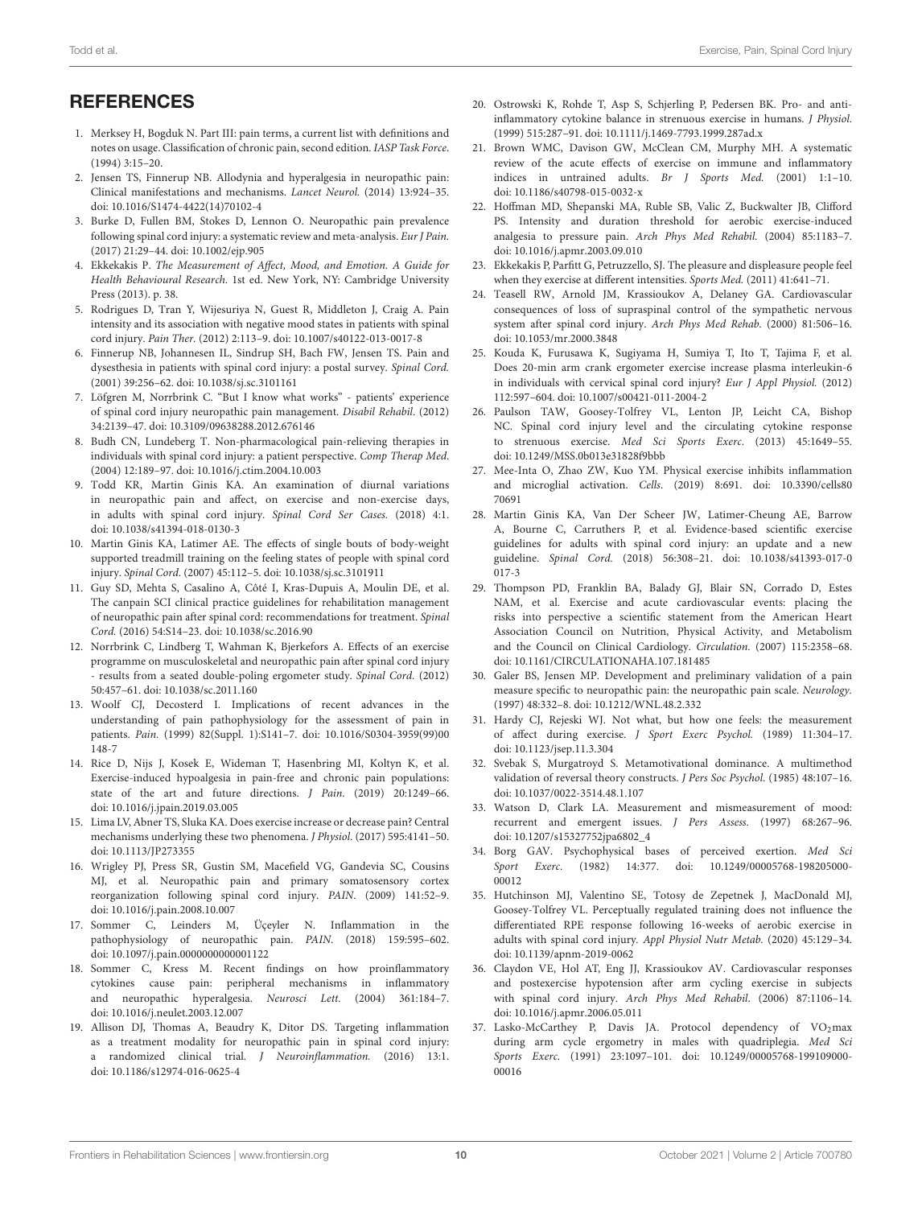## REFERENCES

1. Merksey H, Bogduk N. Part III: pain terms, a current list with definitions and notes on usage. Classification of chronic pain, second edition. *IASP Task Force.* (1994) 3:15–20.
2. Jensen TS, Finnerup NB. Allodynia and hyperalgesia in neuropathic pain: Clinical manifestations and mechanisms. *Lancet Neurol.* (2014) 13:924–35. doi: 10.1016/S1474-4422(14)70102-4
3. Burke D, Fullen BM, Stokes D, Lennon O. Neuropathic pain prevalence following spinal cord injury: a systematic review and meta-analysis. *Eur J Pain.* (2017) 21:29–44. doi: 10.1002/ejp.905
4. Ekkekakis P. *The Measurement of Affect, Mood, and Emotion. A Guide for Health Behavioural Research.* 1st ed. New York, NY: Cambridge University Press (2013). p. 38.
5. Rodrigues D, Tran Y, Wijesuriya N, Guest R, Middleton J, Craig A. Pain intensity and its association with negative mood states in patients with spinal cord injury. *Pain Ther.* (2012) 2:113–9. doi: 10.1007/s40122-013-0017-8
6. Finnerup NB, Johannesen IL, Sindrup SH, Bach FW, Jensen TS. Pain and dysesthesia in patients with spinal cord injury: a postal survey. *Spinal Cord.* (2001) 39:256–62. doi: 10.1038/sj.sc.3101161
7. Löfgren M, Norrbrink C. "But I know what works" - patients' experience of spinal cord injury neuropathic pain management. *Disabil Rehabil.* (2012) 34:2139–47. doi: 10.3109/09638288.2012.676146
8. Budh CN, Lundeberg T. Non-pharmacological pain-relieving therapies in individuals with spinal cord injury: a patient perspective. *Comp Therap Med.* (2004) 12:189–97. doi: 10.1016/j.ctim.2004.10.003
9. Todd KR, Martin Ginis KA. An examination of diurnal variations in neuropathic pain and affect, on exercise and non-exercise days, in adults with spinal cord injury. *Spinal Cord Ser Cases.* (2018) 4:1. doi: 10.1038/s41394-018-0130-3
10. Martin Ginis KA, Latimer AE. The effects of single bouts of body-weight supported treadmill training on the feeling states of people with spinal cord injury. *Spinal Cord.* (2007) 45:112–5. doi: 10.1038/sj.sc.3101911
11. Guy SD, Mehta S, Casalino A, Côté I, Kras-Dupuis A, Moulin DE, et al. The canpain SCI clinical practice guidelines for rehabilitation management of neuropathic pain after spinal cord: recommendations for treatment. *Spinal Cord.* (2016) 54:S14–23. doi: 10.1038/sc.2016.90
12. Norrbrink C, Lindberg T, Wahman K, Bjerkefors A. Effects of an exercise programme on musculoskeletal and neuropathic pain after spinal cord injury - results from a seated double-poling ergometer study. *Spinal Cord.* (2012) 50:457–61. doi: 10.1038/sc.2011.160
13. Woolf CJ, Decosterd I. Implications of recent advances in the understanding of pain pathophysiology for the assessment of pain in patients. *Pain.* (1999) 82(Suppl. 1):S141–7. doi: 10.1016/S0304-3959(99)00148-7
14. Rice D, Nijs J, Kosek E, Wideman T, Hasenbring MI, Koltyn K, et al. Exercise-induced hypoalgesia in pain-free and chronic pain populations: state of the art and future directions. *J Pain.* (2019) 20:1249–66. doi: 10.1016/j.jpain.2019.03.005
15. Lima LV, Abner TS, Sluka KA. Does exercise increase or decrease pain? Central mechanisms underlying these two phenomena. *J Physiol.* (2017) 595:4141–50. doi: 10.1113/JP273355
16. Wrigley PJ, Press SR, Gustin SM, Macefield VG, Gandevia SC, Cousins MJ, et al. Neuropathic pain and primary somatosensory cortex reorganization following spinal cord injury. *PAIN.* (2009) 141:52–9. doi: 10.1016/j.pain.2008.10.007
17. Sommer C, Leinders M, Üçeyler N. Inflammation in the pathophysiology of neuropathic pain. *PAIN.* (2018) 159:595–602. doi: 10.1097/j.pain.0000000000001122
18. Sommer C, Kress M. Recent findings on how proinflammatory cytokines cause pain: peripheral mechanisms in inflammatory and neuropathic hyperalgesia. *Neurosci Lett.* (2004) 361:184–7. doi: 10.1016/j.neulet.2003.12.007
19. Allison DJ, Thomas A, Beaudry K, Ditor DS. Targeting inflammation as a treatment modality for neuropathic pain in spinal cord injury: a randomized clinical trial. *J Neuroinflammation.* (2016) 13:1. doi: 10.1186/s12974-016-0625-4
20. Ostrowski K, Rohde T, Asp S, Schjerling P, Pedersen BK. Pro- and anti-inflammatory cytokine balance in strenuous exercise in humans. *J Physiol.* (1999) 515:287–91. doi: 10.1111/j.1469-7793.1999.287ad.x
21. Brown WMC, Davison GW, McClean CM, Murphy MH. A systematic review of the acute effects of exercise on immune and inflammatory indices in untrained adults. *Br J Sports Med.* (2001) 1:1–10. doi: 10.1186/s40798-015-0032-x
22. Hoffman MD, Shepanski MA, Ruble SB, Valic Z, Buckwalter JB, Clifford PS. Intensity and duration threshold for aerobic exercise-induced analgesia to pressure pain. *Arch Phys Med Rehabil.* (2004) 85:1183–7. doi: 10.1016/j.apmr.2003.09.010
23. Ekkekakis P, Parfitt G, Petruzzello, SJ. The pleasure and displeasure people feel when they exercise at different intensities. *Sports Med.* (2011) 41:641–71.
24. Teasell RW, Arnold JM, Krassioukov A, Delaney GA. Cardiovascular consequences of loss of supraspinal control of the sympathetic nervous system after spinal cord injury. *Arch Phys Med Rehab.* (2000) 81:506–16. doi: 10.1053/mr.2000.3848
25. Kouda K, Furusawa K, Sugiyama H, Sumiya T, Ito T, Tajima F, et al. Does 20-min arm crank ergometer exercise increase plasma interleukin-6 in individuals with cervical spinal cord injury? *Eur J Appl Physiol.* (2012) 112:597–604. doi: 10.1007/s00421-011-2004-2
26. Paulson TAW, Goosey-Tolfrey VL, Lenton JP, Leicht CA, Bishop NC. Spinal cord injury level and the circulating cytokine response to strenuous exercise. *Med Sci Sports Exerc.* (2013) 45:1649–55. doi: 10.1249/MSS.0b013e31828f9bbb
27. Mee-Inta O, Zhao ZW, Kuo YM. Physical exercise inhibits inflammation and microglial activation. *Cells.* (2019) 8:691. doi: 10.3390/cells8070691
28. Martin Ginis KA, Van Der Scheer JW, Latimer-Cheung AE, Barrow A, Bourne C, Carruthers P, et al. Evidence-based scientific exercise guidelines for adults with spinal cord injury: an update and a new guideline. *Spinal Cord.* (2018) 56:308–21. doi: 10.1038/s41393-017-0017-3
29. Thompson PD, Franklin BA, Balady GJ, Blair SN, Corrado D, Estes NAM, et al. Exercise and acute cardiovascular events: placing the risks into perspective a scientific statement from the American Heart Association Council on Nutrition, Physical Activity, and Metabolism and the Council on Clinical Cardiology. *Circulation.* (2007) 115:2358–68. doi: 10.1161/CIRCULATIONAHA.107.181485
30. Galer BS, Jensen MP. Development and preliminary validation of a pain measure specific to neuropathic pain: the neuropathic pain scale. *Neurology.* (1997) 48:332–8. doi: 10.1212/WNL.48.2.332
31. Hardy CJ, Rejeski WJ. Not what, but how one feels: the measurement of affect during exercise. *J Sport Exerc Psychol.* (1989) 11:304–17. doi: 10.1123/jsep.11.3.304
32. Svebak S, Murgatroyd S. Metamotivational dominance. A multimethod validation of reversal theory constructs. *J Pers Soc Psychol.* (1985) 48:107–16. doi: 10.1037/0022-3514.48.1.107
33. Watson D, Clark LA. Measurement and mismeasurement of mood: recurrent and emergent issues. *J Pers Assess.* (1997) 68:267–96. doi: 10.1207/s15327752jpa6802_4
34. Borg GAV. Psychophysical bases of perceived exertion. *Med Sci Sport Exerc.* (1982) 14:377. doi: 10.1249/00005768-198205000-00012
35. Hutchinson MJ, Valentino SE, Totosy de Zepetnek J, MacDonald MJ, Goosey-Tolfrey VL. Perceptually regulated training does not influence the differentiated RPE response following 16-weeks of aerobic exercise in adults with spinal cord injury. *Appl Physiol Nutr Metab.* (2020) 45:129–34. doi: 10.1139/apnm-2019-0062
36. Claydon VE, Hol AT, Eng JJ, Krassioukov AV. Cardiovascular responses and postexercise hypotension after arm cycling exercise in subjects with spinal cord injury. *Arch Phys Med Rehabil.* (2006) 87:1106–14. doi: 10.1016/j.apmr.2006.05.011
37. Lasko-McCarthey P, Davis JA. Protocol dependency of $VO_2$max during arm cycle ergometry in males with quadriplegia. *Med Sci Sports Exerc.* (1991) 23:1097–101. doi: 10.1249/00005768-199109000-00016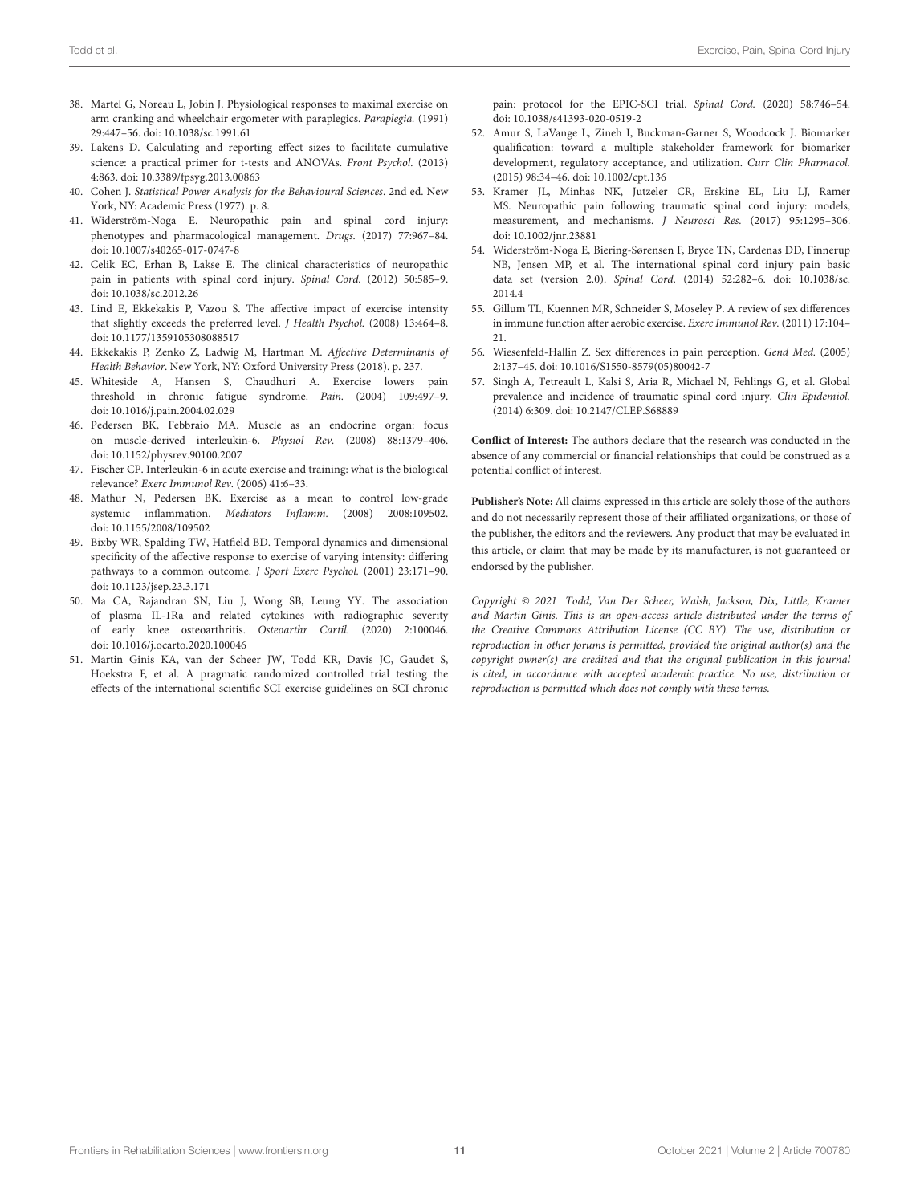38. Martel G, Noreau L, Jobin J. Physiological responses to maximal exercise on arm cranking and wheelchair ergometer with paraplegics. *Paraplegia.* (1991) 29:447–56. doi: 10.1038/sc.1991.61
39. Lakens D. Calculating and reporting effect sizes to facilitate cumulative science: a practical primer for t-tests and ANOVAs. *Front Psychol.* (2013) 4:863. doi: 10.3389/fpsyg.2013.00863
40. Cohen J. *Statistical Power Analysis for the Behavioural Sciences*. 2nd ed. New York, NY: Academic Press (1977). p. 8.
41. Widerström-Noga E. Neuropathic pain and spinal cord injury: phenotypes and pharmacological management. *Drugs.* (2017) 77:967–84. doi: 10.1007/s40265-017-0747-8
42. Celik EC, Erhan B, Lakse E. The clinical characteristics of neuropathic pain in patients with spinal cord injury. *Spinal Cord.* (2012) 50:585–9. doi: 10.1038/sc.2012.26
43. Lind E, Ekkekakis P, Vazou S. The affective impact of exercise intensity that slightly exceeds the preferred level. *J Health Psychol.* (2008) 13:464–8. doi: 10.1177/1359105308088517
44. Ekkekakis P, Zenko Z, Ladwig M, Hartman M. *Affective Determinants of Health Behavior*. New York, NY: Oxford University Press (2018). p. 237.
45. Whiteside A, Hansen S, Chaudhuri A. Exercise lowers pain threshold in chronic fatigue syndrome. *Pain.* (2004) 109:497–9. doi: 10.1016/j.pain.2004.02.029
46. Pedersen BK, Febbraio MA. Muscle as an endocrine organ: focus on muscle-derived interleukin-6. *Physiol Rev.* (2008) 88:1379–406. doi: 10.1152/physrev.90100.2007
47. Fischer CP. Interleukin-6 in acute exercise and training: what is the biological relevance? *Exerc Immunol Rev.* (2006) 41:6–33.
48. Mathur N, Pedersen BK. Exercise as a mean to control low-grade systemic inflammation. *Mediators Inflamm.* (2008) 2008:109502. doi: 10.1155/2008/109502
49. Bixby WR, Spalding TW, Hatfield BD. Temporal dynamics and dimensional specificity of the affective response to exercise of varying intensity: differing pathways to a common outcome. *J Sport Exerc Psychol.* (2001) 23:171–90. doi: 10.1123/jsep.23.3.171
50. Ma CA, Rajandran SN, Liu J, Wong SB, Leung YY. The association of plasma IL-1Ra and related cytokines with radiographic severity of early knee osteoarthritis. *Osteoarthr Cartil.* (2020) 2:100046. doi: 10.1016/j.ocarto.2020.100046
51. Martin Ginis KA, van der Scheer JW, Todd KR, Davis JC, Gaudet S, Hoekstra F, et al. A pragmatic randomized controlled trial testing the effects of the international scientific SCI exercise guidelines on SCI chronic pain: protocol for the EPIC-SCI trial. *Spinal Cord.* (2020) 58:746–54. doi: 10.1038/s41393-020-0519-2
52. Amur S, LaVange L, Zineh I, Buckman-Garner S, Woodcock J. Biomarker qualification: toward a multiple stakeholder framework for biomarker development, regulatory acceptance, and utilization. *Curr Clin Pharmacol.* (2015) 98:34–46. doi: 10.1002/cpt.136
53. Kramer JL, Minhas NK, Jutzeler CR, Erskine EL, Liu LJ, Ramer MS. Neuropathic pain following traumatic spinal cord injury: models, measurement, and mechanisms. *J Neurosci Res.* (2017) 95:1295–306. doi: 10.1002/jnr.23881
54. Widerström-Noga E, Biering-Sørensen F, Bryce TN, Cardenas DD, Finnerup NB, Jensen MP, et al. The international spinal cord injury pain basic data set (version 2.0). *Spinal Cord.* (2014) 52:282–6. doi: 10.1038/sc.2014.4
55. Gillum TL, Kuennen MR, Schneider S, Moseley P. A review of sex differences in immune function after aerobic exercise. *Exerc Immunol Rev.* (2011) 17:104–21.
56. Wiesenfeld-Hallin Z. Sex differences in pain perception. *Gend Med.* (2005) 2:137–45. doi: 10.1016/S1550-8579(05)80042-7
57. Singh A, Tetreault L, Kalsi S, Aria R, Michael N, Fehlings G, et al. Global prevalence and incidence of traumatic spinal cord injury. *Clin Epidemiol.* (2014) 6:309. doi: 10.2147/CLEP.S68889

**Conflict of Interest:** The authors declare that the research was conducted in the absence of any commercial or financial relationships that could be construed as a potential conflict of interest.

**Publisher's Note:** All claims expressed in this article are solely those of the authors and do not necessarily represent those of their affiliated organizations, or those of the publisher, the editors and the reviewers. Any product that may be evaluated in this article, or claim that may be made by its manufacturer, is not guaranteed or endorsed by the publisher.

*Copyright © 2021 Todd, Van Der Scheer, Walsh, Jackson, Dix, Little, Kramer and Martin Ginis. This is an open-access article distributed under the terms of the Creative Commons Attribution License (CC BY). The use, distribution or reproduction in other forums is permitted, provided the original author(s) and the copyright owner(s) are credited and that the original publication in this journal is cited, in accordance with accepted academic practice. No use, distribution or reproduction is permitted which does not comply with these terms.*